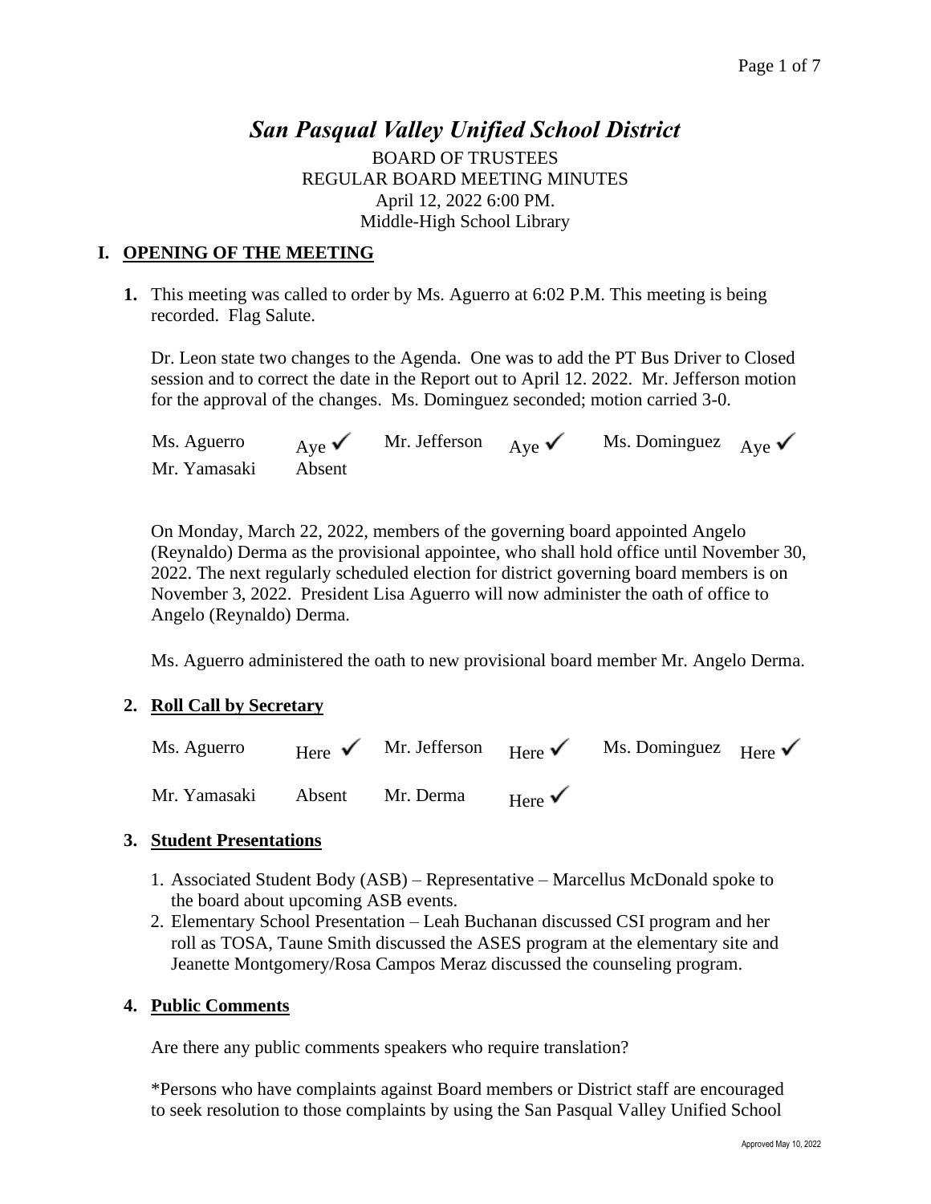# *San Pasqual Valley Unified School District*

BOARD OF TRUSTEES
REGULAR BOARD MEETING MINUTES
April 12, 2022 6:00 PM.
Middle-High School Library

## I. OPENING OF THE MEETING

**1.** This meeting was called to order by Ms. Aguerro at 6:02 P.M. This meeting is being recorded. Flag Salute.

Dr. Leon state two changes to the Agenda. One was to add the PT Bus Driver to Closed session and to correct the date in the Report out to April 12. 2022. Mr. Jefferson motion for the approval of the changes. Ms. Dominguez seconded; motion carried 3-0.

| | | | | | |
|---|---|---|---|---|---|
| Ms. Aguerro | Aye ✓ | Mr. Jefferson | Aye ✓ | Ms. Dominguez | Aye ✓ |
| Mr. Yamasaki | Absent | | | | |

On Monday, March 22, 2022, members of the governing board appointed Angelo (Reynaldo) Derma as the provisional appointee, who shall hold office until November 30, 2022. The next regularly scheduled election for district governing board members is on November 3, 2022. President Lisa Aguerro will now administer the oath of office to Angelo (Reynaldo) Derma.

Ms. Aguerro administered the oath to new provisional board member Mr. Angelo Derma.

**2. Roll Call by Secretary**

| | | | | | |
|---|---|---|---|---|---|
| Ms. Aguerro | Here ✓ | Mr. Jefferson | Here ✓ | Ms. Dominguez | Here ✓ |
| Mr. Yamasaki | Absent | Mr. Derma | Here ✓ | | |

**3. Student Presentations**

1. Associated Student Body (ASB) – Representative – Marcellus McDonald spoke to the board about upcoming ASB events.
2. Elementary School Presentation – Leah Buchanan discussed CSI program and her roll as TOSA, Taune Smith discussed the ASES program at the elementary site and Jeanette Montgomery/Rosa Campos Meraz discussed the counseling program.

**4. Public Comments**

Are there any public comments speakers who require translation?

*Persons who have complaints against Board members or District staff are encouraged to seek resolution to those complaints by using the San Pasqual Valley Unified School

Approved May 10, 2022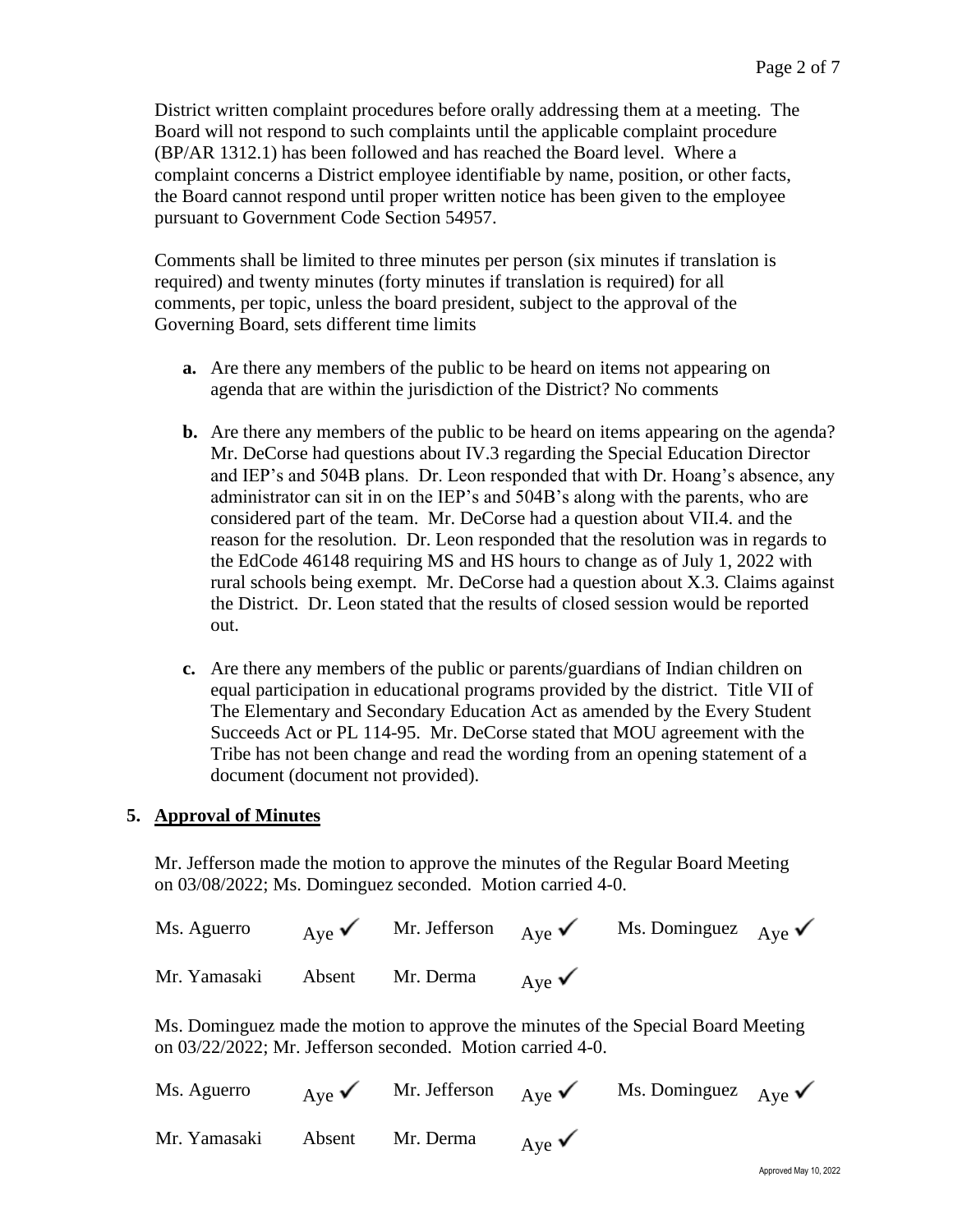District written complaint procedures before orally addressing them at a meeting. The Board will not respond to such complaints until the applicable complaint procedure (BP/AR 1312.1) has been followed and has reached the Board level. Where a complaint concerns a District employee identifiable by name, position, or other facts, the Board cannot respond until proper written notice has been given to the employee pursuant to Government Code Section 54957.

Comments shall be limited to three minutes per person (six minutes if translation is required) and twenty minutes (forty minutes if translation is required) for all comments, per topic, unless the board president, subject to the approval of the Governing Board, sets different time limits

**a.** Are there any members of the public to be heard on items not appearing on agenda that are within the jurisdiction of the District? No comments

**b.** Are there any members of the public to be heard on items appearing on the agenda? Mr. DeCorse had questions about IV.3 regarding the Special Education Director and IEP's and 504B plans. Dr. Leon responded that with Dr. Hoang's absence, any administrator can sit in on the IEP's and 504B's along with the parents, who are considered part of the team. Mr. DeCorse had a question about VII.4. and the reason for the resolution. Dr. Leon responded that the resolution was in regards to the EdCode 46148 requiring MS and HS hours to change as of July 1, 2022 with rural schools being exempt. Mr. DeCorse had a question about X.3. Claims against the District. Dr. Leon stated that the results of closed session would be reported out.

**c.** Are there any members of the public or parents/guardians of Indian children on equal participation in educational programs provided by the district. Title VII of The Elementary and Secondary Education Act as amended by the Every Student Succeeds Act or PL 114-95. Mr. DeCorse stated that MOU agreement with the Tribe has not been change and read the wording from an opening statement of a document (document not provided).

## 5. Approval of Minutes

Mr. Jefferson made the motion to approve the minutes of the Regular Board Meeting on 03/08/2022; Ms. Dominguez seconded. Motion carried 4-0.

| | | | | | |
|---|---|---|---|---|---|
| Ms. Aguerro | Aye ✓ | Mr. Jefferson | Aye ✓ | Ms. Dominguez | Aye ✓ |
| Mr. Yamasaki | Absent | Mr. Derma | Aye ✓ | | |

Ms. Dominguez made the motion to approve the minutes of the Special Board Meeting on 03/22/2022; Mr. Jefferson seconded. Motion carried 4-0.

| | | | | | |
|---|---|---|---|---|---|
| Ms. Aguerro | Aye ✓ | Mr. Jefferson | Aye ✓ | Ms. Dominguez | Aye ✓ |
| Mr. Yamasaki | Absent | Mr. Derma | Aye ✓ | | |

Approved May 10, 2022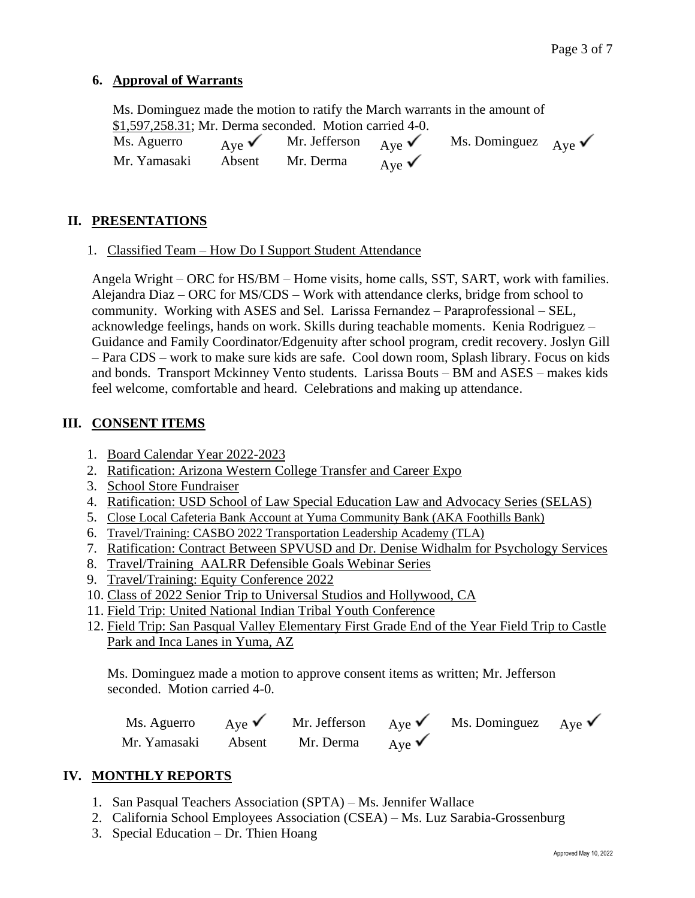### 6. Approval of Warrants

Ms. Dominguez made the motion to ratify the March warrants in the amount of $1,597,258.31; Mr. Derma seconded. Motion carried 4-0.

| | | | | | |
|---|---|---|---|---|---|
| Ms. Aguerro | Aye ✓ | Mr. Jefferson | Aye ✓ | Ms. Dominguez | Aye ✓ |
| Mr. Yamasaki | Absent | Mr. Derma | Aye ✓ | | |

## II. PRESENTATIONS

1. Classified Team – How Do I Support Student Attendance

Angela Wright – ORC for HS/BM – Home visits, home calls, SST, SART, work with families. Alejandra Diaz – ORC for MS/CDS – Work with attendance clerks, bridge from school to community. Working with ASES and Sel. Larissa Fernandez – Paraprofessional – SEL, acknowledge feelings, hands on work. Skills during teachable moments. Kenia Rodriguez – Guidance and Family Coordinator/Edgenuity after school program, credit recovery. Joslyn Gill – Para CDS – work to make sure kids are safe. Cool down room, Splash library. Focus on kids and bonds. Transport Mckinney Vento students. Larissa Bouts – BM and ASES – makes kids feel welcome, comfortable and heard. Celebrations and making up attendance.

## III. CONSENT ITEMS

1. Board Calendar Year 2022-2023
2. Ratification: Arizona Western College Transfer and Career Expo
3. School Store Fundraiser
4. Ratification: USD School of Law Special Education Law and Advocacy Series (SELAS)
5. Close Local Cafeteria Bank Account at Yuma Community Bank (AKA Foothills Bank)
6. Travel/Training: CASBO 2022 Transportation Leadership Academy (TLA)
7. Ratification: Contract Between SPVUSD and Dr. Denise Widhalm for Psychology Services
8. Travel/Training AALRR Defensible Goals Webinar Series
9. Travel/Training: Equity Conference 2022
10. Class of 2022 Senior Trip to Universal Studios and Hollywood, CA
11. Field Trip: United National Indian Tribal Youth Conference
12. Field Trip: San Pasqual Valley Elementary First Grade End of the Year Field Trip to Castle Park and Inca Lanes in Yuma, AZ

Ms. Dominguez made a motion to approve consent items as written; Mr. Jefferson seconded. Motion carried 4-0.

| | | | | | |
|---|---|---|---|---|---|
| Ms. Aguerro | Aye ✓ | Mr. Jefferson | Aye ✓ | Ms. Dominguez | Aye ✓ |
| Mr. Yamasaki | Absent | Mr. Derma | Aye ✓ | | |

## IV. MONTHLY REPORTS

1. San Pasqual Teachers Association (SPTA) – Ms. Jennifer Wallace
2. California School Employees Association (CSEA) – Ms. Luz Sarabia-Grossenburg
3. Special Education – Dr. Thien Hoang

Approved May 10, 2022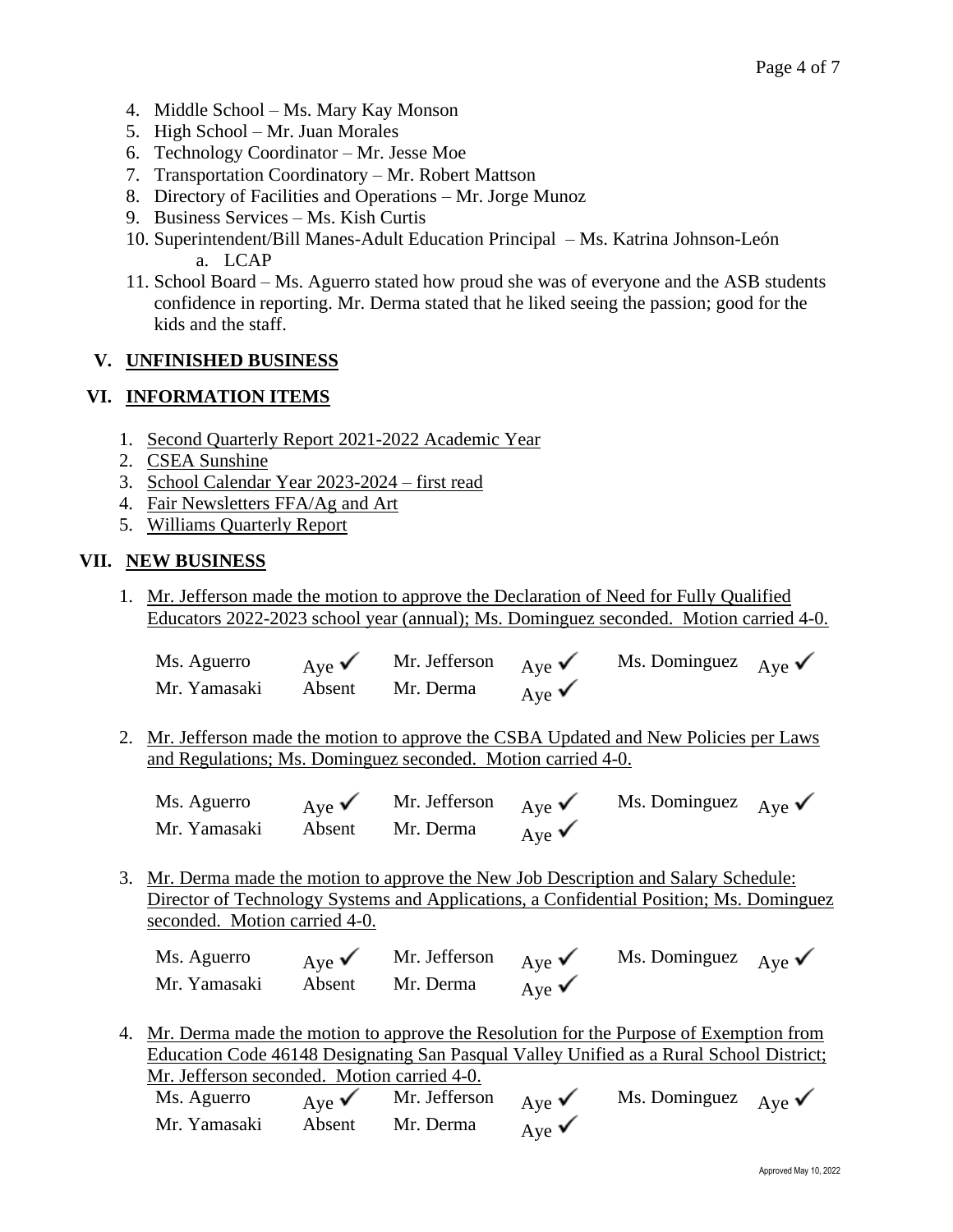4. Middle School – Ms. Mary Kay Monson
5. High School – Mr. Juan Morales
6. Technology Coordinator – Mr. Jesse Moe
7. Transportation Coordinatory – Mr. Robert Mattson
8. Directory of Facilities and Operations – Mr. Jorge Munoz
9. Business Services – Ms. Kish Curtis
10. Superintendent/Bill Manes-Adult Education Principal – Ms. Katrina Johnson-León
    a. LCAP
11. School Board – Ms. Aguerro stated how proud she was of everyone and the ASB students confidence in reporting. Mr. Derma stated that he liked seeing the passion; good for the kids and the staff.

## V. UNFINISHED BUSINESS

## VI. INFORMATION ITEMS

1. Second Quarterly Report 2021-2022 Academic Year
2. CSEA Sunshine
3. School Calendar Year 2023-2024 – first read
4. Fair Newsletters FFA/Ag and Art
5. Williams Quarterly Report

## VII. NEW BUSINESS

1. Mr. Jefferson made the motion to approve the Declaration of Need for Fully Qualified Educators 2022-2023 school year (annual); Ms. Dominguez seconded. Motion carried 4-0.

| | | | | | |
|---|---|---|---|---|---|
| Ms. Aguerro | Aye ✓ | Mr. Jefferson | Aye ✓ | Ms. Dominguez | Aye ✓ |
| Mr. Yamasaki | Absent | Mr. Derma | Aye ✓ | | |

2. Mr. Jefferson made the motion to approve the CSBA Updated and New Policies per Laws and Regulations; Ms. Dominguez seconded. Motion carried 4-0.

| | | | | | |
|---|---|---|---|---|---|
| Ms. Aguerro | Aye ✓ | Mr. Jefferson | Aye ✓ | Ms. Dominguez | Aye ✓ |
| Mr. Yamasaki | Absent | Mr. Derma | Aye ✓ | | |

3. Mr. Derma made the motion to approve the New Job Description and Salary Schedule: Director of Technology Systems and Applications, a Confidential Position; Ms. Dominguez seconded. Motion carried 4-0.

| | | | | | |
|---|---|---|---|---|---|
| Ms. Aguerro | Aye ✓ | Mr. Jefferson | Aye ✓ | Ms. Dominguez | Aye ✓ |
| Mr. Yamasaki | Absent | Mr. Derma | Aye ✓ | | |

4. Mr. Derma made the motion to approve the Resolution for the Purpose of Exemption from Education Code 46148 Designating San Pasqual Valley Unified as a Rural School District; Mr. Jefferson seconded. Motion carried 4-0.

| | | | | | |
|---|---|---|---|---|---|
| Ms. Aguerro | Aye ✓ | Mr. Jefferson | Aye ✓ | Ms. Dominguez | Aye ✓ |
| Mr. Yamasaki | Absent | Mr. Derma | Aye ✓ | | |

Approved May 10, 2022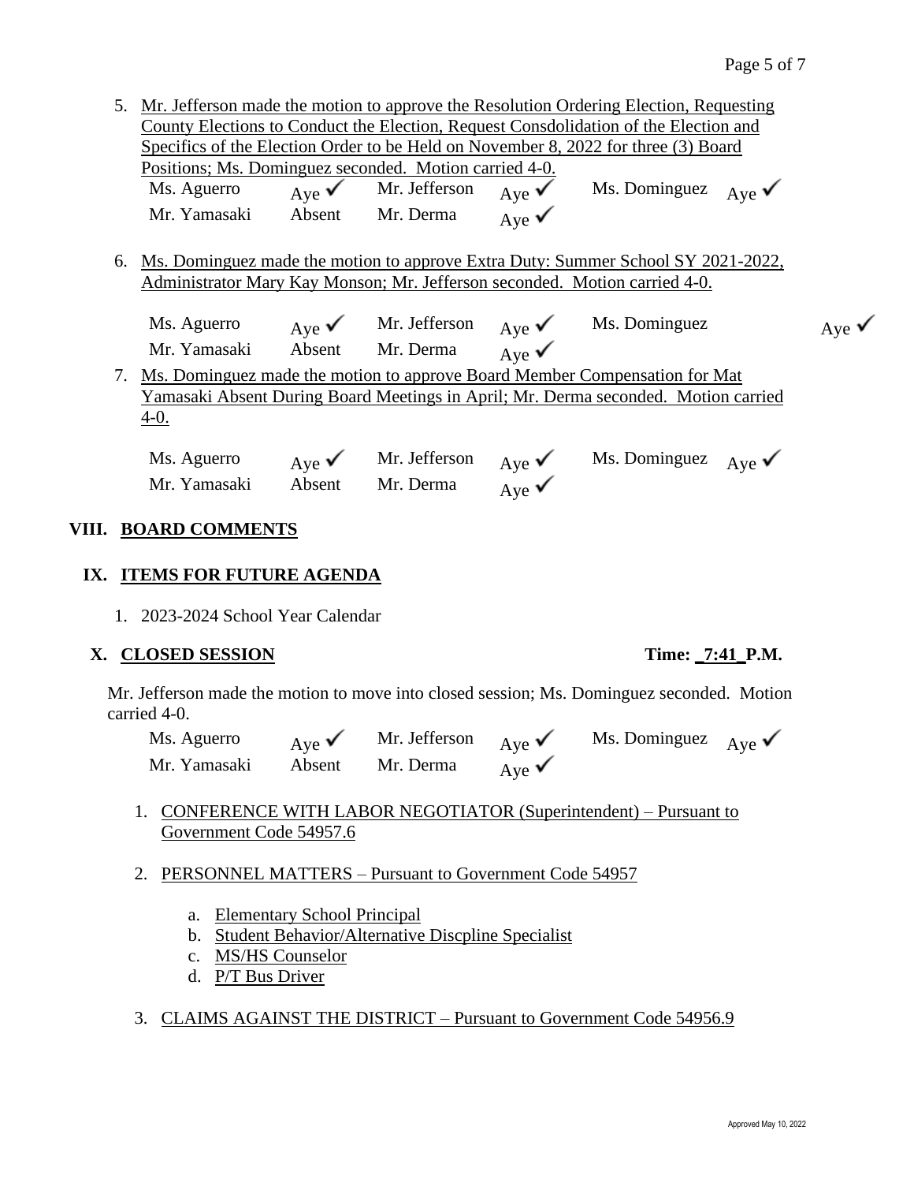5. Mr. Jefferson made the motion to approve the Resolution Ordering Election, Requesting County Elections to Conduct the Election, Request Consdolidation of the Election and Specifics of the Election Order to be Held on November 8, 2022 for three (3) Board Positions; Ms. Dominguez seconded. Motion carried 4-0.

| | | | | | |
|---|---|---|---|---|---|
| Ms. Aguerro | Aye ✓ | Mr. Jefferson | Aye ✓ | Ms. Dominguez | Aye ✓ |
| Mr. Yamasaki | Absent | Mr. Derma | Aye ✓ | | |

6. Ms. Dominguez made the motion to approve Extra Duty: Summer School SY 2021-2022, Administrator Mary Kay Monson; Mr. Jefferson seconded. Motion carried 4-0.

| | | | | | |
|---|---|---|---|---|---|
| Ms. Aguerro | Aye ✓ | Mr. Jefferson | Aye ✓ | Ms. Dominguez | Aye ✓ |
| Mr. Yamasaki | Absent | Mr. Derma | Aye ✓ | | |

7. Ms. Dominguez made the motion to approve Board Member Compensation for Mat Yamasaki Absent During Board Meetings in April; Mr. Derma seconded. Motion carried 4-0.

| | | | | | |
|---|---|---|---|---|---|
| Ms. Aguerro | Aye ✓ | Mr. Jefferson | Aye ✓ | Ms. Dominguez | Aye ✓ |
| Mr. Yamasaki | Absent | Mr. Derma | Aye ✓ | | |

## VIII. BOARD COMMENTS

## IX. ITEMS FOR FUTURE AGENDA

1. 2023-2024 School Year Calendar

## X. CLOSED SESSION

**Time: _7:41_P.M.**

Mr. Jefferson made the motion to move into closed session; Ms. Dominguez seconded. Motion carried 4-0.

| | | | | | |
|---|---|---|---|---|---|
| Ms. Aguerro | Aye ✓ | Mr. Jefferson | Aye ✓ | Ms. Dominguez | Aye ✓ |
| Mr. Yamasaki | Absent | Mr. Derma | Aye ✓ | | |

1. CONFERENCE WITH LABOR NEGOTIATOR (Superintendent) – Pursuant to Government Code 54957.6

2. PERSONNEL MATTERS – Pursuant to Government Code 54957

   a. Elementary School Principal
   b. Student Behavior/Alternative Discpline Specialist
   c. MS/HS Counselor
   d. P/T Bus Driver

3. CLAIMS AGAINST THE DISTRICT – Pursuant to Government Code 54956.9

Approved May 10, 2022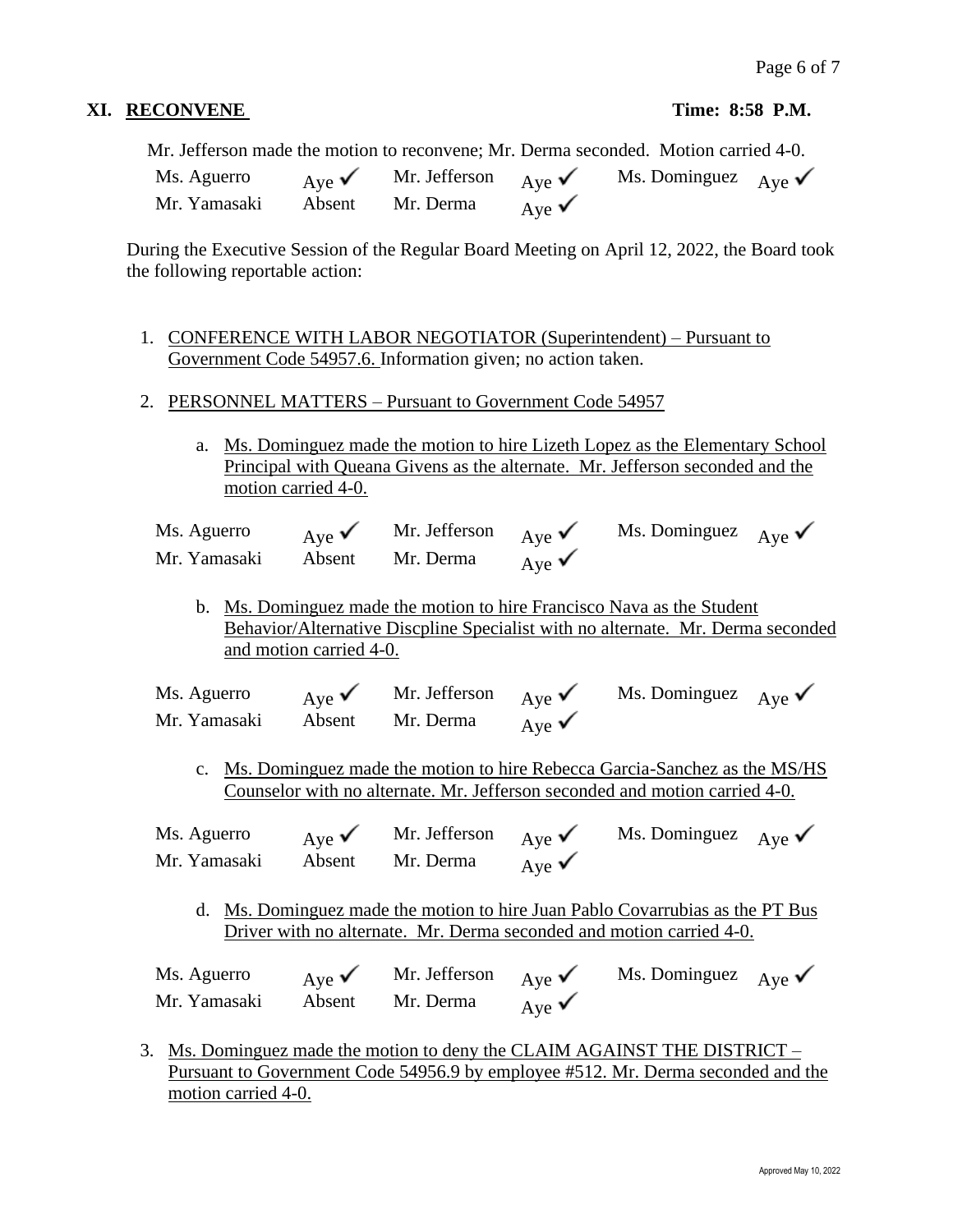## XI. RECONVENE **Time: 8:58 P.M.**

Mr. Jefferson made the motion to reconvene; Mr. Derma seconded. Motion carried 4-0.

| | | | | | |
|---|---|---|---|---|---|
| Ms. Aguerro | Aye ✓ | Mr. Jefferson | Aye ✓ | Ms. Dominguez | Aye ✓ |
| Mr. Yamasaki | Absent | Mr. Derma | Aye ✓ | | |

During the Executive Session of the Regular Board Meeting on April 12, 2022, the Board took the following reportable action:

1. CONFERENCE WITH LABOR NEGOTIATOR (Superintendent) – Pursuant to Government Code 54957.6. Information given; no action taken.

2. PERSONNEL MATTERS – Pursuant to Government Code 54957

   a. Ms. Dominguez made the motion to hire Lizeth Lopez as the Elementary School Principal with Queana Givens as the alternate. Mr. Jefferson seconded and the motion carried 4-0.

| | | | | | |
|---|---|---|---|---|---|
| Ms. Aguerro | Aye ✓ | Mr. Jefferson | Aye ✓ | Ms. Dominguez | Aye ✓ |
| Mr. Yamasaki | Absent | Mr. Derma | Aye ✓ | | |

   b. Ms. Dominguez made the motion to hire Francisco Nava as the Student Behavior/Alternative Discpline Specialist with no alternate. Mr. Derma seconded and motion carried 4-0.

| | | | | | |
|---|---|---|---|---|---|
| Ms. Aguerro | Aye ✓ | Mr. Jefferson | Aye ✓ | Ms. Dominguez | Aye ✓ |
| Mr. Yamasaki | Absent | Mr. Derma | Aye ✓ | | |

   c. Ms. Dominguez made the motion to hire Rebecca Garcia-Sanchez as the MS/HS Counselor with no alternate. Mr. Jefferson seconded and motion carried 4-0.

| | | | | | |
|---|---|---|---|---|---|
| Ms. Aguerro | Aye ✓ | Mr. Jefferson | Aye ✓ | Ms. Dominguez | Aye ✓ |
| Mr. Yamasaki | Absent | Mr. Derma | Aye ✓ | | |

   d. Ms. Dominguez made the motion to hire Juan Pablo Covarrubias as the PT Bus Driver with no alternate. Mr. Derma seconded and motion carried 4-0.

| | | | | | |
|---|---|---|---|---|---|
| Ms. Aguerro | Aye ✓ | Mr. Jefferson | Aye ✓ | Ms. Dominguez | Aye ✓ |
| Mr. Yamasaki | Absent | Mr. Derma | Aye ✓ | | |

3. Ms. Dominguez made the motion to deny the CLAIM AGAINST THE DISTRICT – Pursuant to Government Code 54956.9 by employee #512. Mr. Derma seconded and the motion carried 4-0.

Approved May 10, 2022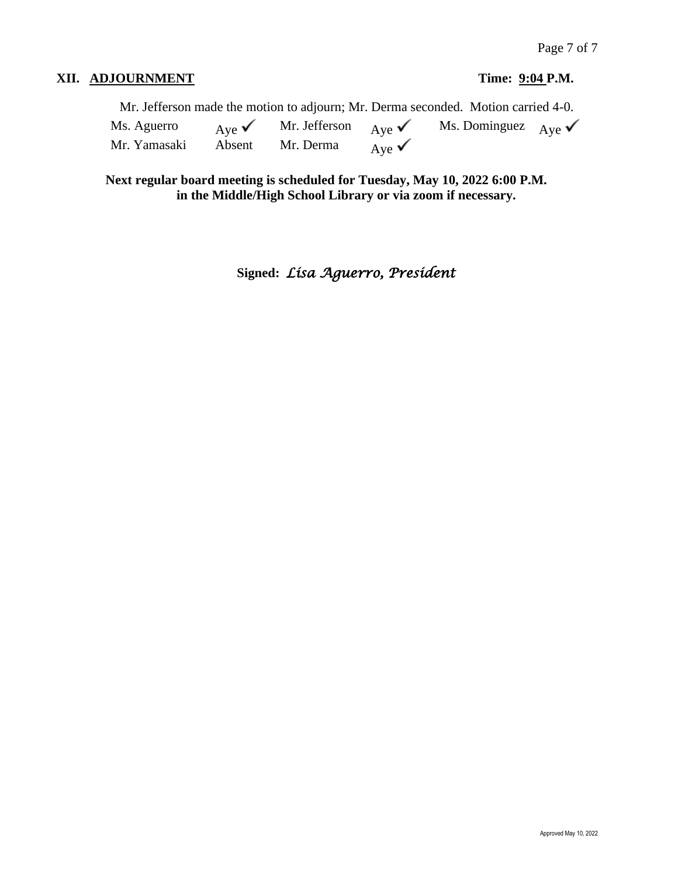## XII. ADJOURNMENT

**Time: 9:04 P.M.**

Mr. Jefferson made the motion to adjourn; Mr. Derma seconded. Motion carried 4-0.

| | | | | | |
|---|---|---|---|---|---|
| Ms. Aguerro | Aye ✓ | Mr. Jefferson | Aye ✓ | Ms. Dominguez | Aye ✓ |
| Mr. Yamasaki | Absent | Mr. Derma | Aye ✓ | | |

**Next regular board meeting is scheduled for Tuesday, May 10, 2022 6:00 P.M. in the Middle/High School Library or via zoom if necessary.**

**Signed:** *Lisa Aguerro, President*

Approved May 10, 2022